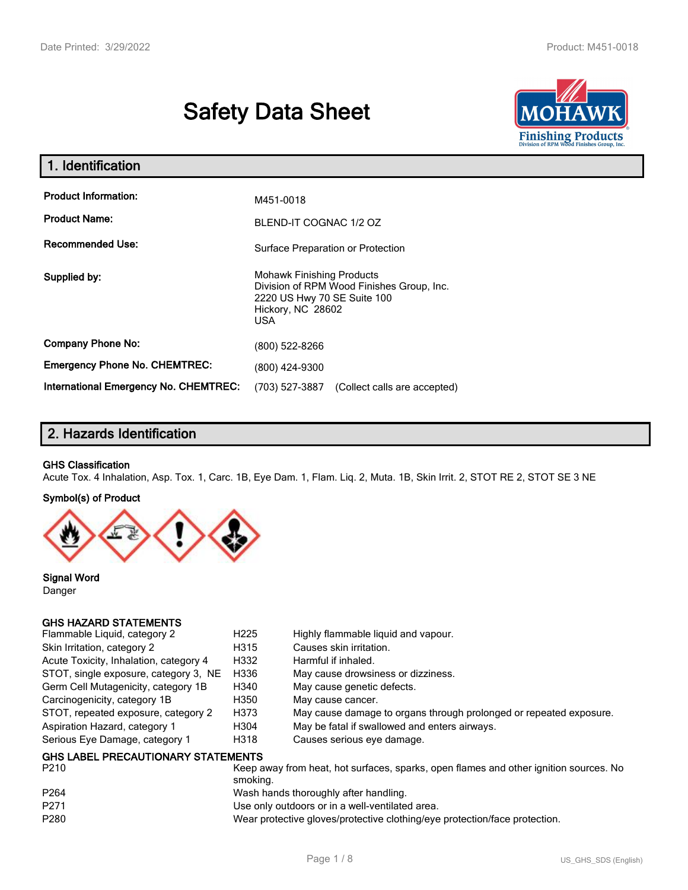# Safety Data Sheet

## 1. Identification

| | |
|---|---|
| **Product Information:** | M451-0018 |
| **Product Name:** | BLEND-IT COGNAC 1/2 OZ |
| **Recommended Use:** | Surface Preparation or Protection |
| **Supplied by:** | Mohawk Finishing Products<br>Division of RPM Wood Finishes Group, Inc.<br>2220 US Hwy 70 SE Suite 100<br>Hickory, NC 28602<br>USA |
| **Company Phone No:** | (800) 522-8266 |
| **Emergency Phone No. CHEMTREC:** | (800) 424-9300 |
| **International Emergency No. CHEMTREC:** | (703) 527-3887 (Collect calls are accepted) |

## 2. Hazards Identification

**GHS Classification**

Acute Tox. 4 Inhalation, Asp. Tox. 1, Carc. 1B, Eye Dam. 1, Flam. Liq. 2, Muta. 1B, Skin Irrit. 2, STOT RE 2, STOT SE 3 NE

**Symbol(s) of Product**

**Signal Word**

Danger

**GHS HAZARD STATEMENTS**

| | | |
|---|---|---|
| Flammable Liquid, category 2 | H225 | Highly flammable liquid and vapour. |
| Skin Irritation, category 2 | H315 | Causes skin irritation. |
| Acute Toxicity, Inhalation, category 4 | H332 | Harmful if inhaled. |
| STOT, single exposure, category 3, NE | H336 | May cause drowsiness or dizziness. |
| Germ Cell Mutagenicity, category 1B | H340 | May cause genetic defects. |
| Carcinogenicity, category 1B | H350 | May cause cancer. |
| STOT, repeated exposure, category 2 | H373 | May cause damage to organs through prolonged or repeated exposure. |
| Aspiration Hazard, category 1 | H304 | May be fatal if swallowed and enters airways. |
| Serious Eye Damage, category 1 | H318 | Causes serious eye damage. |

**GHS LABEL PRECAUTIONARY STATEMENTS**

| | |
|---|---|
| P210 | Keep away from heat, hot surfaces, sparks, open flames and other ignition sources. No smoking. |
| P264 | Wash hands thoroughly after handling. |
| P271 | Use only outdoors or in a well-ventilated area. |
| P280 | Wear protective gloves/protective clothing/eye protection/face protection. |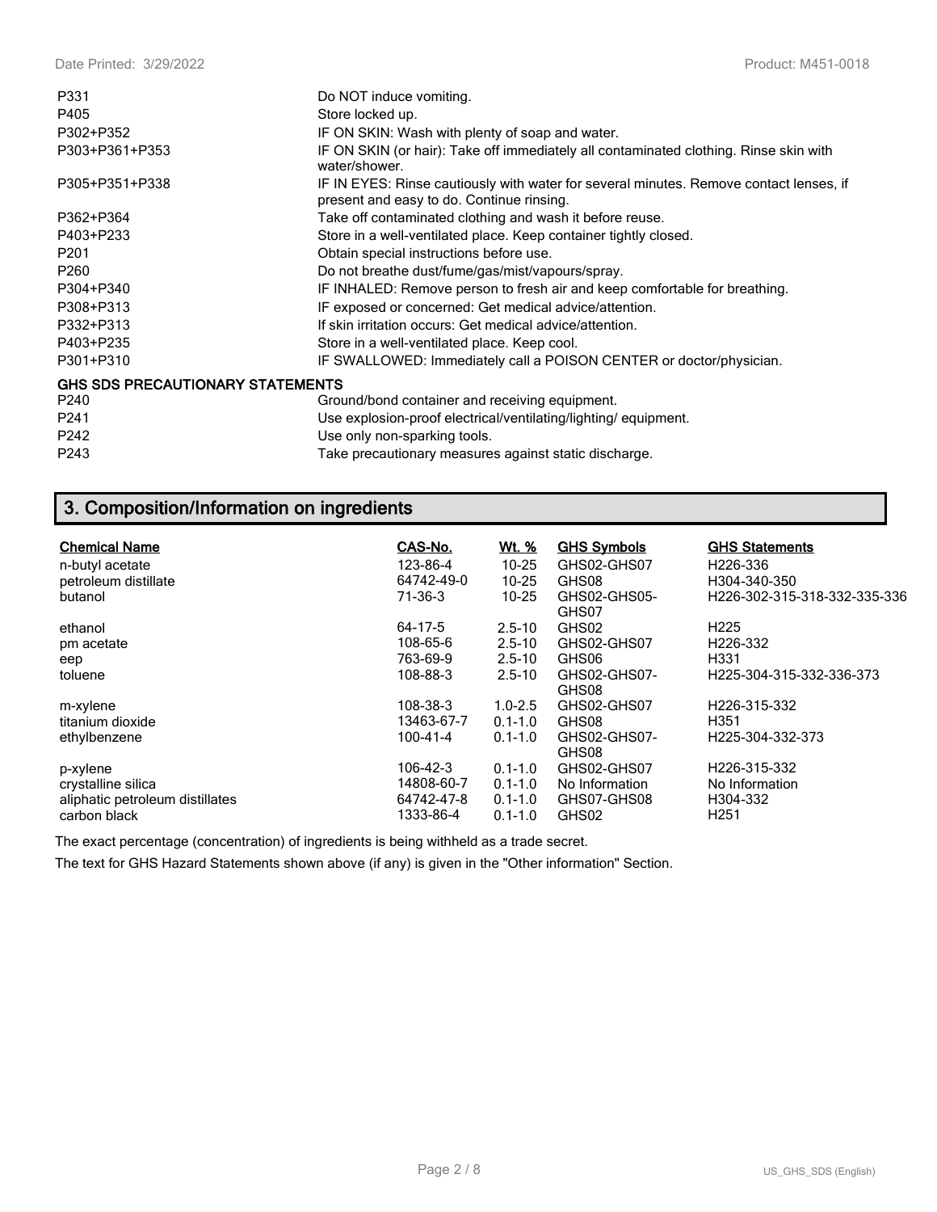| | |
|---|---|
| P331 | Do NOT induce vomiting. |
| P405 | Store locked up. |
| P302+P352 | IF ON SKIN: Wash with plenty of soap and water. |
| P303+P361+P353 | IF ON SKIN (or hair): Take off immediately all contaminated clothing. Rinse skin with water/shower. |
| P305+P351+P338 | IF IN EYES: Rinse cautiously with water for several minutes. Remove contact lenses, if present and easy to do. Continue rinsing. |
| P362+P364 | Take off contaminated clothing and wash it before reuse. |
| P403+P233 | Store in a well-ventilated place. Keep container tightly closed. |
| P201 | Obtain special instructions before use. |
| P260 | Do not breathe dust/fume/gas/mist/vapours/spray. |
| P304+P340 | IF INHALED: Remove person to fresh air and keep comfortable for breathing. |
| P308+P313 | IF exposed or concerned: Get medical advice/attention. |
| P332+P313 | If skin irritation occurs: Get medical advice/attention. |
| P403+P235 | Store in a well-ventilated place. Keep cool. |
| P301+P310 | IF SWALLOWED: Immediately call a POISON CENTER or doctor/physician. |

**GHS SDS PRECAUTIONARY STATEMENTS**

| | |
|---|---|
| P240 | Ground/bond container and receiving equipment. |
| P241 | Use explosion-proof electrical/ventilating/lighting/ equipment. |
| P242 | Use only non-sparking tools. |
| P243 | Take precautionary measures against static discharge. |

## 3. Composition/Information on ingredients

| Chemical Name | CAS-No. | Wt. % | GHS Symbols | GHS Statements |
|---|---|---|---|---|
| n-butyl acetate | 123-86-4 | 10-25 | GHS02-GHS07 | H226-336 |
| petroleum distillate | 64742-49-0 | 10-25 | GHS08 | H304-340-350 |
| butanol | 71-36-3 | 10-25 | GHS02-GHS05-GHS07 | H226-302-315-318-332-335-336 |
| ethanol | 64-17-5 | 2.5-10 | GHS02 | H225 |
| pm acetate | 108-65-6 | 2.5-10 | GHS02-GHS07 | H226-332 |
| eep | 763-69-9 | 2.5-10 | GHS06 | H331 |
| toluene | 108-88-3 | 2.5-10 | GHS02-GHS07-GHS08 | H225-304-315-332-336-373 |
| m-xylene | 108-38-3 | 1.0-2.5 | GHS02-GHS07 | H226-315-332 |
| titanium dioxide | 13463-67-7 | 0.1-1.0 | GHS08 | H351 |
| ethylbenzene | 100-41-4 | 0.1-1.0 | GHS02-GHS07-GHS08 | H225-304-332-373 |
| p-xylene | 106-42-3 | 0.1-1.0 | GHS02-GHS07 | H226-315-332 |
| crystalline silica | 14808-60-7 | 0.1-1.0 | No Information | No Information |
| aliphatic petroleum distillates | 64742-47-8 | 0.1-1.0 | GHS07-GHS08 | H304-332 |
| carbon black | 1333-86-4 | 0.1-1.0 | GHS02 | H251 |

The exact percentage (concentration) of ingredients is being withheld as a trade secret.

The text for GHS Hazard Statements shown above (if any) is given in the "Other information" Section.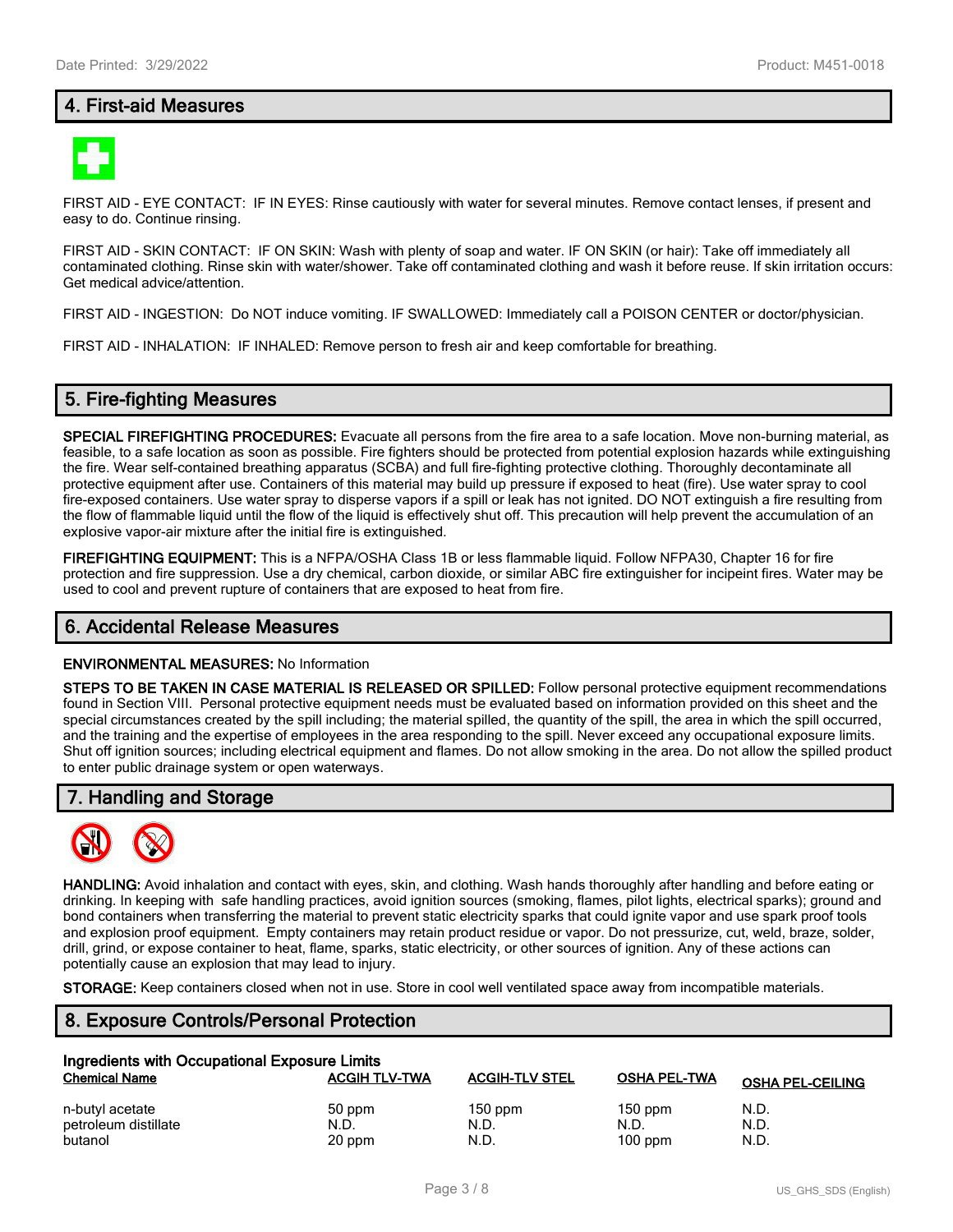## 4. First-aid Measures

FIRST AID - EYE CONTACT: IF IN EYES: Rinse cautiously with water for several minutes. Remove contact lenses, if present and easy to do. Continue rinsing.

FIRST AID - SKIN CONTACT: IF ON SKIN: Wash with plenty of soap and water. IF ON SKIN (or hair): Take off immediately all contaminated clothing. Rinse skin with water/shower. Take off contaminated clothing and wash it before reuse. If skin irritation occurs: Get medical advice/attention.

FIRST AID - INGESTION: Do NOT induce vomiting. IF SWALLOWED: Immediately call a POISON CENTER or doctor/physician.

FIRST AID - INHALATION: IF INHALED: Remove person to fresh air and keep comfortable for breathing.

## 5. Fire-fighting Measures

**SPECIAL FIREFIGHTING PROCEDURES:** Evacuate all persons from the fire area to a safe location. Move non-burning material, as feasible, to a safe location as soon as possible. Fire fighters should be protected from potential explosion hazards while extinguishing the fire. Wear self-contained breathing apparatus (SCBA) and full fire-fighting protective clothing. Thoroughly decontaminate all protective equipment after use. Containers of this material may build up pressure if exposed to heat (fire). Use water spray to cool fire-exposed containers. Use water spray to disperse vapors if a spill or leak has not ignited. DO NOT extinguish a fire resulting from the flow of flammable liquid until the flow of the liquid is effectively shut off. This precaution will help prevent the accumulation of an explosive vapor-air mixture after the initial fire is extinguished.

**FIREFIGHTING EQUIPMENT:** This is a NFPA/OSHA Class 1B or less flammable liquid. Follow NFPA30, Chapter 16 for fire protection and fire suppression. Use a dry chemical, carbon dioxide, or similar ABC fire extinguisher for incipeint fires. Water may be used to cool and prevent rupture of containers that are exposed to heat from fire.

## 6. Accidental Release Measures

**ENVIRONMENTAL MEASURES:** No Information

**STEPS TO BE TAKEN IN CASE MATERIAL IS RELEASED OR SPILLED:** Follow personal protective equipment recommendations found in Section VIII. Personal protective equipment needs must be evaluated based on information provided on this sheet and the special circumstances created by the spill including; the material spilled, the quantity of the spill, the area in which the spill occurred, and the training and the expertise of employees in the area responding to the spill. Never exceed any occupational exposure limits. Shut off ignition sources; including electrical equipment and flames. Do not allow smoking in the area. Do not allow the spilled product to enter public drainage system or open waterways.

## 7. Handling and Storage

**HANDLING:** Avoid inhalation and contact with eyes, skin, and clothing. Wash hands thoroughly after handling and before eating or drinking. In keeping with safe handling practices, avoid ignition sources (smoking, flames, pilot lights, electrical sparks); ground and bond containers when transferring the material to prevent static electricity sparks that could ignite vapor and use spark proof tools and explosion proof equipment. Empty containers may retain product residue or vapor. Do not pressurize, cut, weld, braze, solder, drill, grind, or expose container to heat, flame, sparks, static electricity, or other sources of ignition. Any of these actions can potentially cause an explosion that may lead to injury.

**STORAGE:** Keep containers closed when not in use. Store in cool well ventilated space away from incompatible materials.

## 8. Exposure Controls/Personal Protection

**Ingredients with Occupational Exposure Limits**

| Chemical Name | ACGIH TLV-TWA | ACGIH-TLV STEL | OSHA PEL-TWA | OSHA PEL-CEILING |
|---|---|---|---|---|
| n-butyl acetate | 50 ppm | 150 ppm | 150 ppm | N.D. |
| petroleum distillate | N.D. | N.D. | N.D. | N.D. |
| butanol | 20 ppm | N.D. | 100 ppm | N.D. |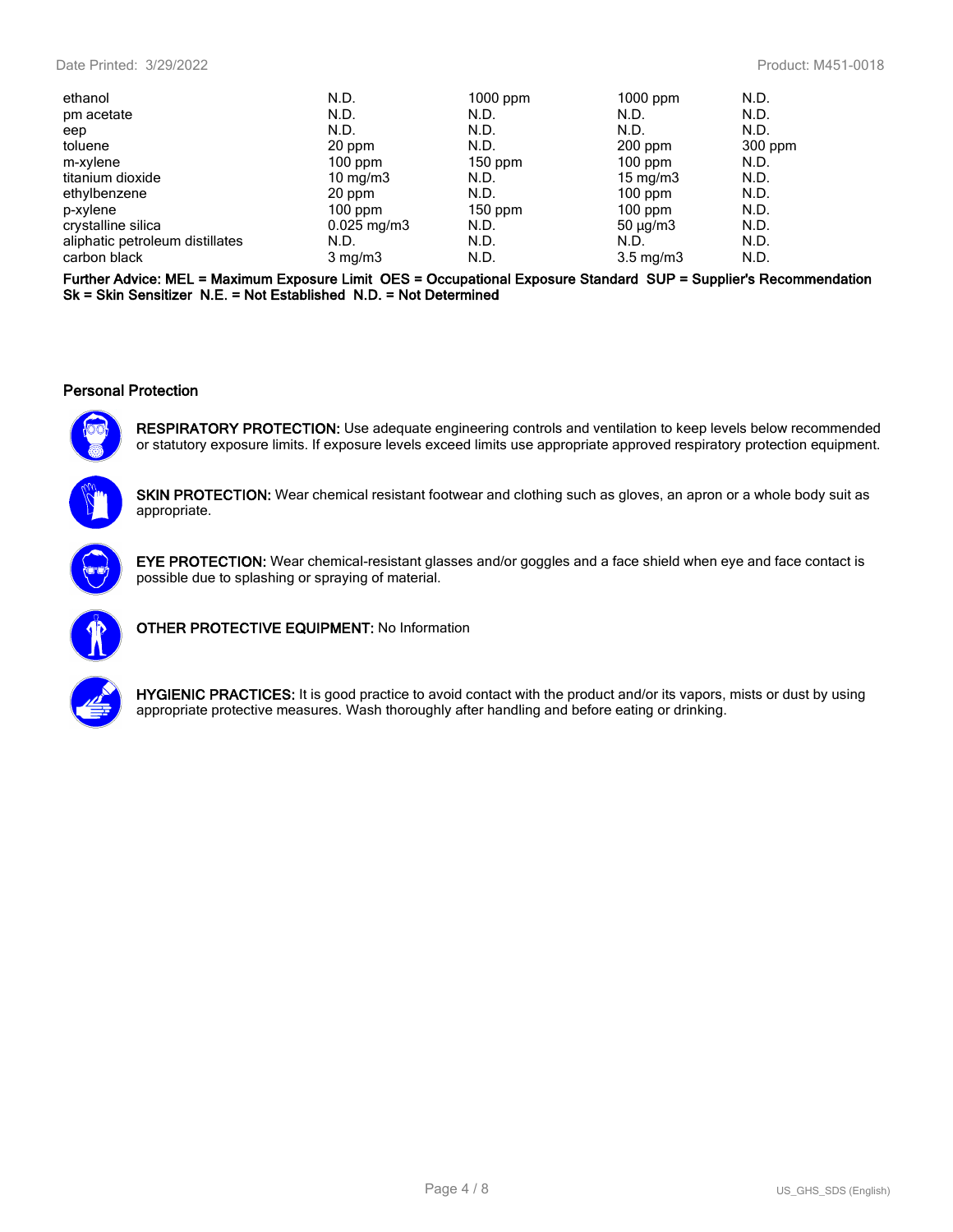| | | | | |
|---|---|---|---|---|
| ethanol | N.D. | 1000 ppm | 1000 ppm | N.D. |
| pm acetate | N.D. | N.D. | N.D. | N.D. |
| eep | N.D. | N.D. | N.D. | N.D. |
| toluene | 20 ppm | N.D. | 200 ppm | 300 ppm |
| m-xylene | 100 ppm | 150 ppm | 100 ppm | N.D. |
| titanium dioxide | 10 mg/m3 | N.D. | 15 mg/m3 | N.D. |
| ethylbenzene | 20 ppm | N.D. | 100 ppm | N.D. |
| p-xylene | 100 ppm | 150 ppm | 100 ppm | N.D. |
| crystalline silica | 0.025 mg/m3 | N.D. | 50 µg/m3 | N.D. |
| aliphatic petroleum distillates | N.D. | N.D. | N.D. | N.D. |
| carbon black | 3 mg/m3 | N.D. | 3.5 mg/m3 | N.D. |

**Further Advice: MEL = Maximum Exposure Limit OES = Occupational Exposure Standard SUP = Supplier's Recommendation Sk = Skin Sensitizer N.E. = Not Established N.D. = Not Determined**

### Personal Protection

**RESPIRATORY PROTECTION:** Use adequate engineering controls and ventilation to keep levels below recommended or statutory exposure limits. If exposure levels exceed limits use appropriate approved respiratory protection equipment.

**SKIN PROTECTION:** Wear chemical resistant footwear and clothing such as gloves, an apron or a whole body suit as appropriate.

**EYE PROTECTION:** Wear chemical-resistant glasses and/or goggles and a face shield when eye and face contact is possible due to splashing or spraying of material.

**OTHER PROTECTIVE EQUIPMENT:** No Information

**HYGIENIC PRACTICES:** It is good practice to avoid contact with the product and/or its vapors, mists or dust by using appropriate protective measures. Wash thoroughly after handling and before eating or drinking.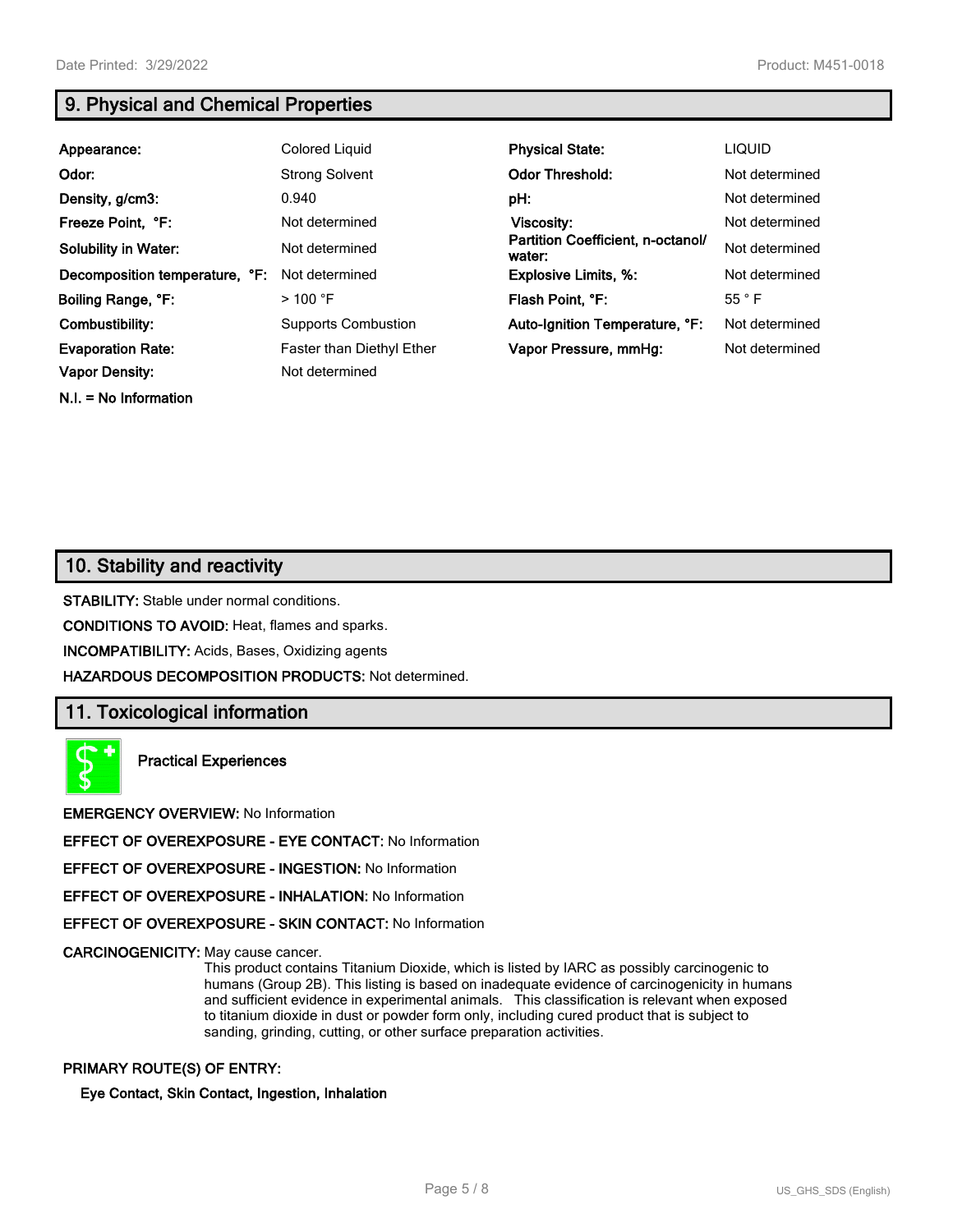## 9. Physical and Chemical Properties

| | | | |
|---|---|---|---|
| **Appearance:** | Colored Liquid | **Physical State:** | LIQUID |
| **Odor:** | Strong Solvent | **Odor Threshold:** | Not determined |
| **Density, g/cm3:** | 0.940 | **pH:** | Not determined |
| **Freeze Point, °F:** | Not determined | **Viscosity:** | Not determined |
| **Solubility in Water:** | Not determined | **Partition Coefficient, n-octanol/ water:** | Not determined |
| **Decomposition temperature, °F:** | Not determined | **Explosive Limits, %:** | Not determined |
| **Boiling Range, °F:** | > 100 °F | **Flash Point, °F:** | 55 ° F |
| **Combustibility:** | Supports Combustion | **Auto-Ignition Temperature, °F:** | Not determined |
| **Evaporation Rate:** | Faster than Diethyl Ether | **Vapor Pressure, mmHg:** | Not determined |
| **Vapor Density:** | Not determined | | |

**N.I. = No Information**

## 10. Stability and reactivity

**STABILITY:** Stable under normal conditions.

**CONDITIONS TO AVOID:** Heat, flames and sparks.

**INCOMPATIBILITY:** Acids, Bases, Oxidizing agents

**HAZARDOUS DECOMPOSITION PRODUCTS:** Not determined.

## 11. Toxicological information

**Practical Experiences**

**EMERGENCY OVERVIEW:** No Information

**EFFECT OF OVEREXPOSURE - EYE CONTACT:** No Information

**EFFECT OF OVEREXPOSURE - INGESTION:** No Information

**EFFECT OF OVEREXPOSURE - INHALATION:** No Information

**EFFECT OF OVEREXPOSURE - SKIN CONTACT:** No Information

**CARCINOGENICITY:** May cause cancer.
This product contains Titanium Dioxide, which is listed by IARC as possibly carcinogenic to humans (Group 2B). This listing is based on inadequate evidence of carcinogenicity in humans and sufficient evidence in experimental animals. This classification is relevant when exposed to titanium dioxide in dust or powder form only, including cured product that is subject to sanding, grinding, cutting, or other surface preparation activities.

**PRIMARY ROUTE(S) OF ENTRY:**

**Eye Contact, Skin Contact, Ingestion, Inhalation**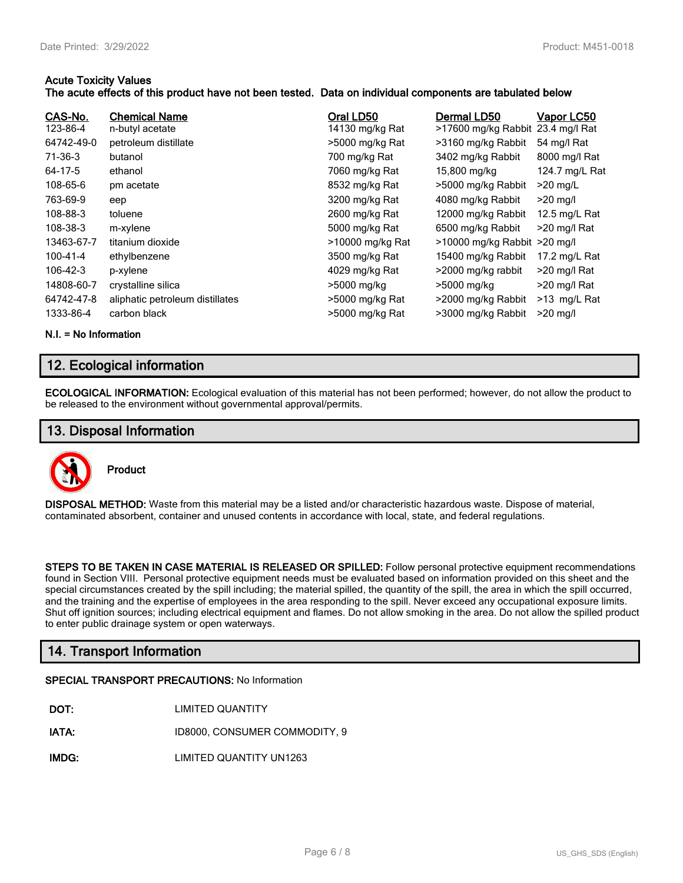**Acute Toxicity Values**
**The acute effects of this product have not been tested. Data on individual components are tabulated below**

| CAS-No. | Chemical Name | Oral LD50 | Dermal LD50 | Vapor LC50 |
|---|---|---|---|---|
| 123-86-4 | n-butyl acetate | 14130 mg/kg Rat | >17600 mg/kg Rabbit | 23.4 mg/l Rat |
| 64742-49-0 | petroleum distillate | >5000 mg/kg Rat | >3160 mg/kg Rabbit | 54 mg/l Rat |
| 71-36-3 | butanol | 700 mg/kg Rat | 3402 mg/kg Rabbit | 8000 mg/l Rat |
| 64-17-5 | ethanol | 7060 mg/kg Rat | 15,800 mg/kg | 124.7 mg/L Rat |
| 108-65-6 | pm acetate | 8532 mg/kg Rat | >5000 mg/kg Rabbit | >20 mg/L |
| 763-69-9 | eep | 3200 mg/kg Rat | 4080 mg/kg Rabbit | >20 mg/l |
| 108-88-3 | toluene | 2600 mg/kg Rat | 12000 mg/kg Rabbit | 12.5 mg/L Rat |
| 108-38-3 | m-xylene | 5000 mg/kg Rat | 6500 mg/kg Rabbit | >20 mg/l Rat |
| 13463-67-7 | titanium dioxide | >10000 mg/kg Rat | >10000 mg/kg Rabbit | >20 mg/l |
| 100-41-4 | ethylbenzene | 3500 mg/kg Rat | 15400 mg/kg Rabbit | 17.2 mg/L Rat |
| 106-42-3 | p-xylene | 4029 mg/kg Rat | >2000 mg/kg rabbit | >20 mg/l Rat |
| 14808-60-7 | crystalline silica | >5000 mg/kg | >5000 mg/kg | >20 mg/l Rat |
| 64742-47-8 | aliphatic petroleum distillates | >5000 mg/kg Rat | >2000 mg/kg Rabbit | >13 mg/L Rat |
| 1333-86-4 | carbon black | >5000 mg/kg Rat | >3000 mg/kg Rabbit | >20 mg/l |

**N.I. = No Information**

## 12. Ecological information

**ECOLOGICAL INFORMATION:** Ecological evaluation of this material has not been performed; however, do not allow the product to be released to the environment without governmental approval/permits.

## 13. Disposal Information

**Product**

**DISPOSAL METHOD:** Waste from this material may be a listed and/or characteristic hazardous waste. Dispose of material, contaminated absorbent, container and unused contents in accordance with local, state, and federal regulations.

**STEPS TO BE TAKEN IN CASE MATERIAL IS RELEASED OR SPILLED:** Follow personal protective equipment recommendations found in Section VIII. Personal protective equipment needs must be evaluated based on information provided on this sheet and the special circumstances created by the spill including; the material spilled, the quantity of the spill, the area in which the spill occurred, and the training and the expertise of employees in the area responding to the spill. Never exceed any occupational exposure limits. Shut off ignition sources; including electrical equipment and flames. Do not allow smoking in the area. Do not allow the spilled product to enter public drainage system or open waterways.

## 14. Transport Information

**SPECIAL TRANSPORT PRECAUTIONS:** No Information

**DOT:** LIMITED QUANTITY

**IATA:** ID8000, CONSUMER COMMODITY, 9

**IMDG:** LIMITED QUANTITY UN1263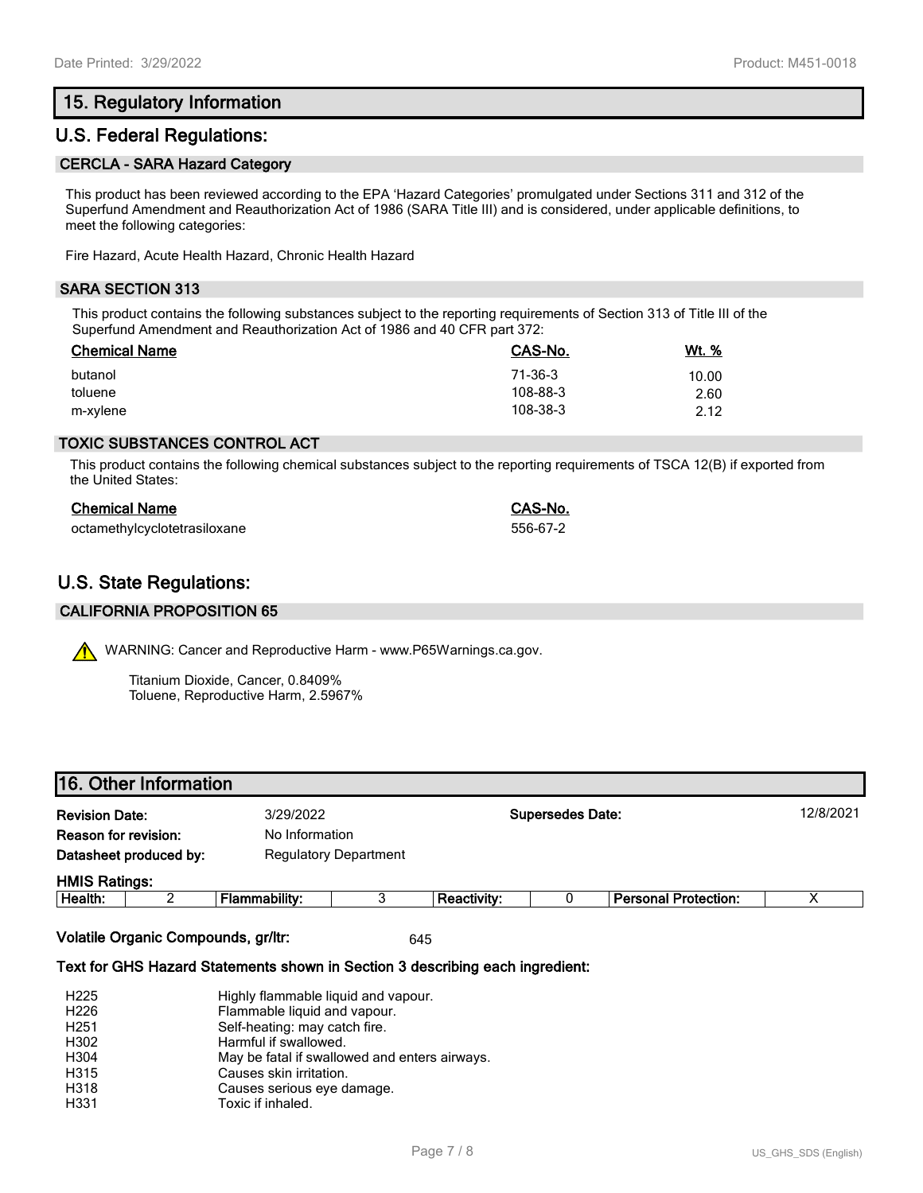## 15. Regulatory Information

## U.S. Federal Regulations:

### CERCLA - SARA Hazard Category

This product has been reviewed according to the EPA 'Hazard Categories' promulgated under Sections 311 and 312 of the Superfund Amendment and Reauthorization Act of 1986 (SARA Title III) and is considered, under applicable definitions, to meet the following categories:

Fire Hazard, Acute Health Hazard, Chronic Health Hazard

### SARA SECTION 313

This product contains the following substances subject to the reporting requirements of Section 313 of Title III of the Superfund Amendment and Reauthorization Act of 1986 and 40 CFR part 372:

| Chemical Name | CAS-No. | Wt. % |
|---|---|---|
| butanol | 71-36-3 | 10.00 |
| toluene | 108-88-3 | 2.60 |
| m-xylene | 108-38-3 | 2.12 |

### TOXIC SUBSTANCES CONTROL ACT

This product contains the following chemical substances subject to the reporting requirements of TSCA 12(B) if exported from the United States:

| Chemical Name | CAS-No. |
|---|---|
| octamethylcyclotetrasiloxane | 556-67-2 |

## U.S. State Regulations:

### CALIFORNIA PROPOSITION 65

WARNING: Cancer and Reproductive Harm - www.P65Warnings.ca.gov.

Titanium Dioxide, Cancer, 0.8409%
Toluene, Reproductive Harm, 2.5967%

## 16. Other Information

**Revision Date:** 3/29/2022 **Supersedes Date:** 12/8/2021

**Reason for revision:** No Information

**Datasheet produced by:** Regulatory Department

**HMIS Ratings:**

| Health: | 2 | Flammability: | 3 | Reactivity: | 0 | Personal Protection: | X |
|---|---|---|---|---|---|---|---|

**Volatile Organic Compounds, gr/ltr:** 645

**Text for GHS Hazard Statements shown in Section 3 describing each ingredient:**

| | |
|---|---|
| H225 | Highly flammable liquid and vapour. |
| H226 | Flammable liquid and vapour. |
| H251 | Self-heating: may catch fire. |
| H302 | Harmful if swallowed. |
| H304 | May be fatal if swallowed and enters airways. |
| H315 | Causes skin irritation. |
| H318 | Causes serious eye damage. |
| H331 | Toxic if inhaled. |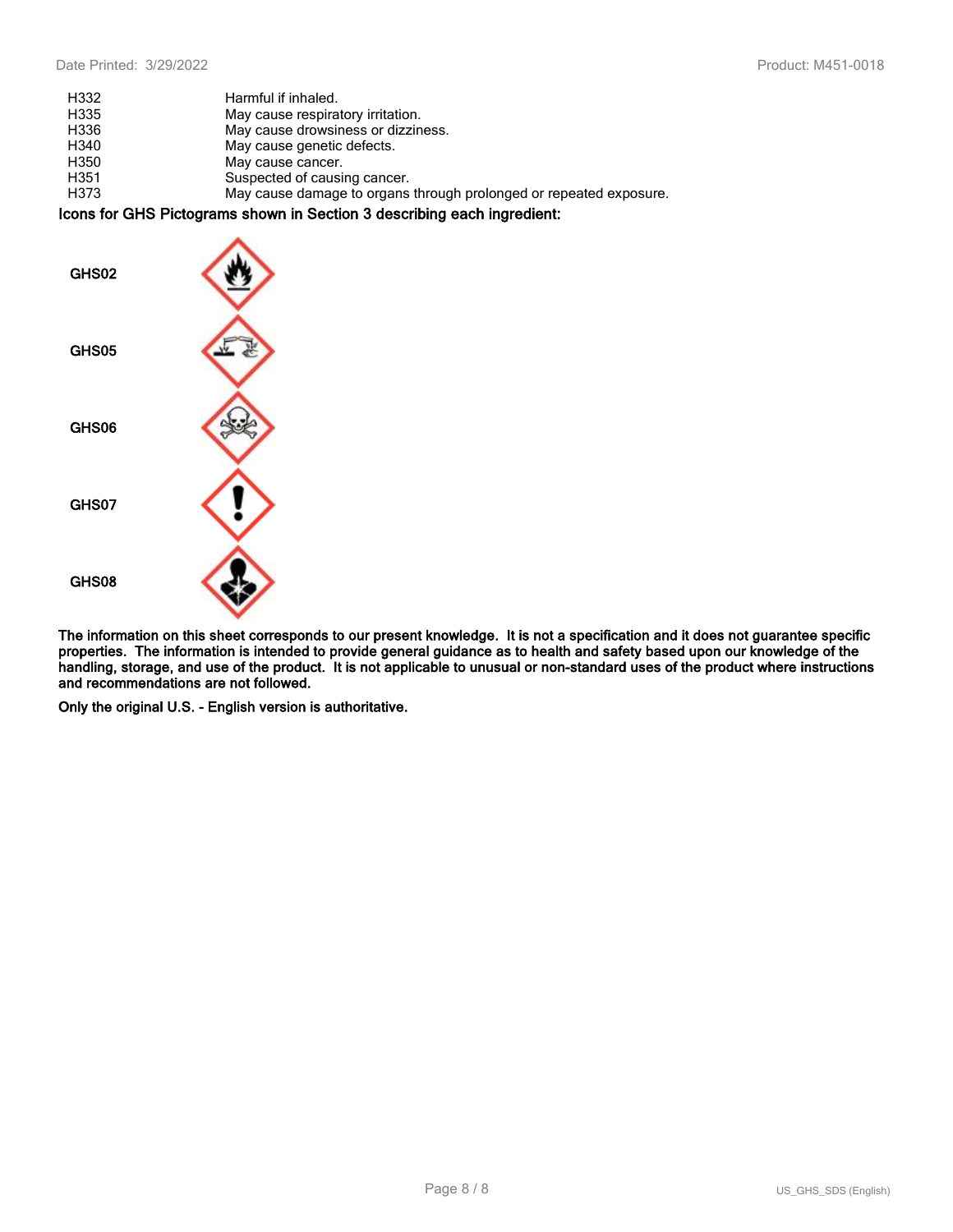| | |
|---|---|
| H332 | Harmful if inhaled. |
| H335 | May cause respiratory irritation. |
| H336 | May cause drowsiness or dizziness. |
| H340 | May cause genetic defects. |
| H350 | May cause cancer. |
| H351 | Suspected of causing cancer. |
| H373 | May cause damage to organs through prolonged or repeated exposure. |

**Icons for GHS Pictograms shown in Section 3 describing each ingredient:**

GHS02

GHS05

GHS06

GHS07

GHS08

**The information on this sheet corresponds to our present knowledge. It is not a specification and it does not guarantee specific properties. The information is intended to provide general guidance as to health and safety based upon our knowledge of the handling, storage, and use of the product. It is not applicable to unusual or non-standard uses of the product where instructions and recommendations are not followed.**

**Only the original U.S. - English version is authoritative.**